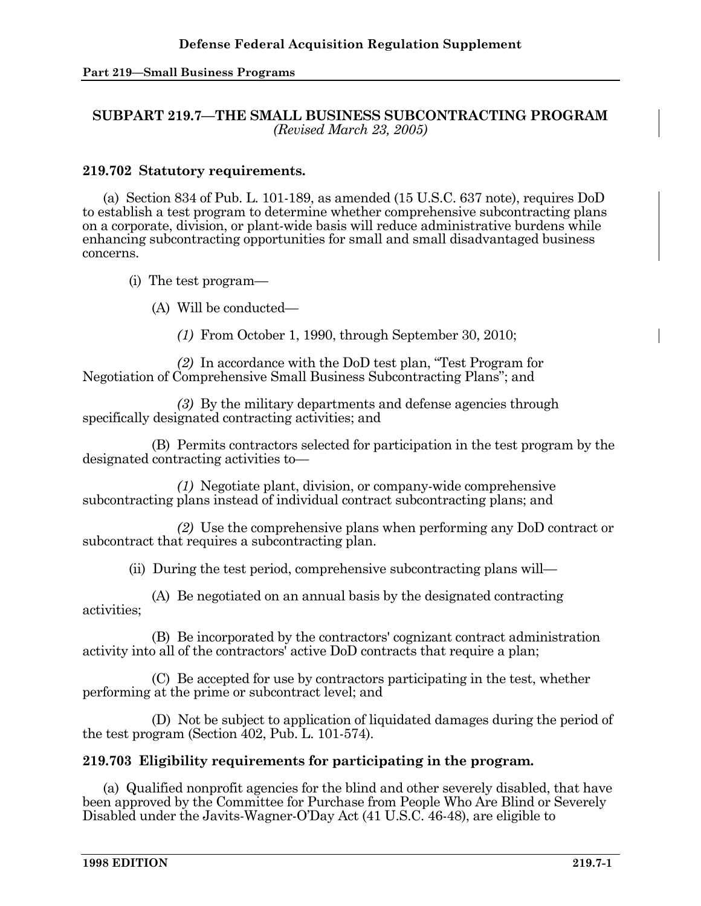## SUBPART 219.7—THE SMALL BUSINESS SUBCONTRACTING PROGRAM

*(Revised March 23, 2005)*

### 219.702 Statutory requirements.

(a) Section 834 of Pub. L. 101-189, as amended (15 U.S.C. 637 note), requires DoD to establish a test program to determine whether comprehensive subcontracting plans on a corporate, division, or plant-wide basis will reduce administrative burdens while enhancing subcontracting opportunities for small and small disadvantaged business concerns.

(i) The test program—

(A) Will be conducted—

*(1)* From October 1, 1990, through September 30, 2010;

*(2)* In accordance with the DoD test plan, "Test Program for Negotiation of Comprehensive Small Business Subcontracting Plans"; and

*(3)* By the military departments and defense agencies through specifically designated contracting activities; and

(B) Permits contractors selected for participation in the test program by the designated contracting activities to—

*(1)* Negotiate plant, division, or company-wide comprehensive subcontracting plans instead of individual contract subcontracting plans; and

*(2)* Use the comprehensive plans when performing any DoD contract or subcontract that requires a subcontracting plan.

(ii) During the test period, comprehensive subcontracting plans will—

(A) Be negotiated on an annual basis by the designated contracting activities;

(B) Be incorporated by the contractors' cognizant contract administration activity into all of the contractors' active DoD contracts that require a plan;

(C) Be accepted for use by contractors participating in the test, whether performing at the prime or subcontract level; and

(D) Not be subject to application of liquidated damages during the period of the test program (Section 402, Pub. L. 101-574).

### 219.703 Eligibility requirements for participating in the program.

(a) Qualified nonprofit agencies for the blind and other severely disabled, that have been approved by the Committee for Purchase from People Who Are Blind or Severely Disabled under the Javits-Wagner-O'Day Act (41 U.S.C. 46-48), are eligible to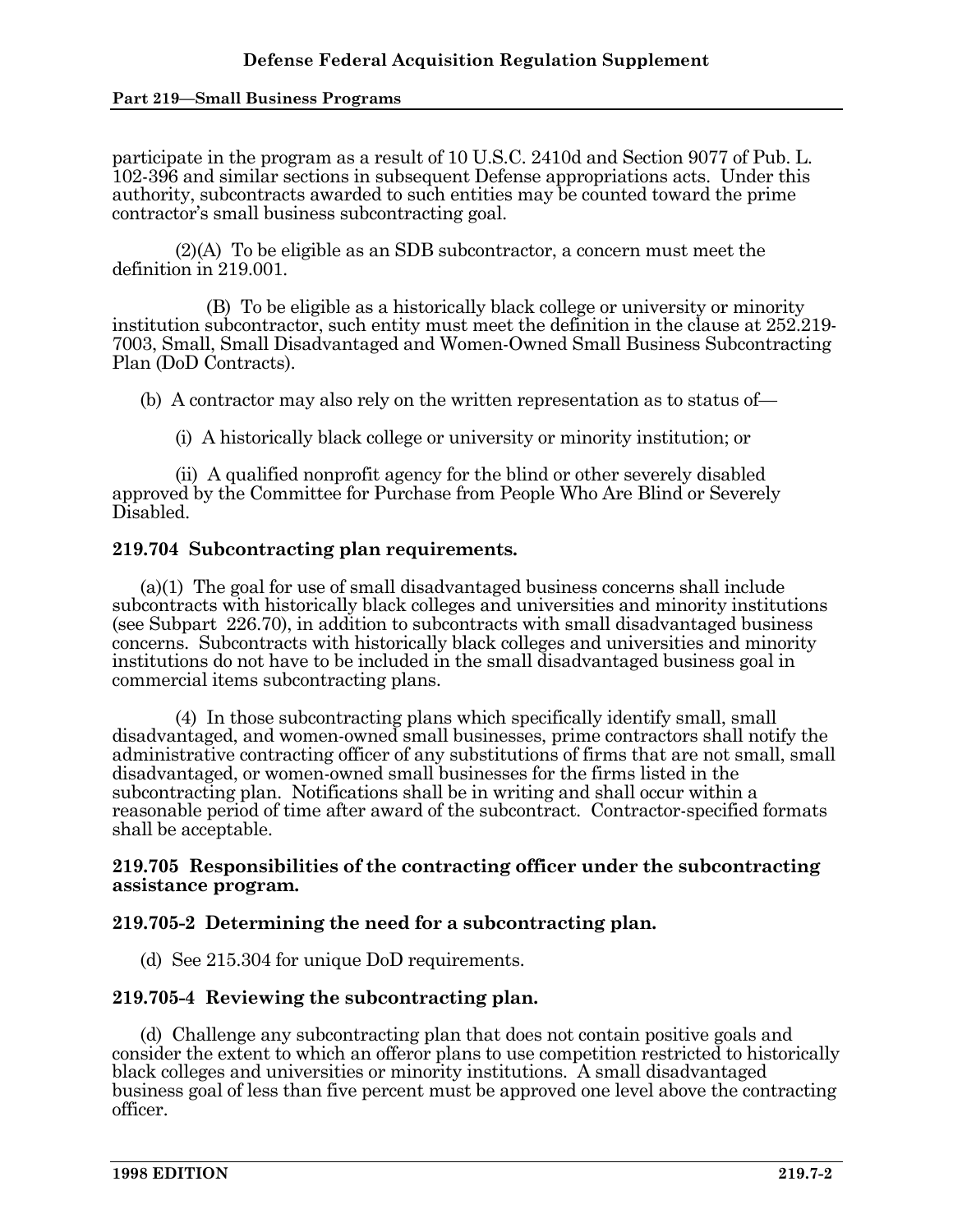participate in the program as a result of 10 U.S.C. 2410d and Section 9077 of Pub. L. 102-396 and similar sections in subsequent Defense appropriations acts. Under this authority, subcontracts awarded to such entities may be counted toward the prime contractor's small business subcontracting goal.

(2)(A) To be eligible as an SDB subcontractor, a concern must meet the definition in 219.001.

(B) To be eligible as a historically black college or university or minority institution subcontractor, such entity must meet the definition in the clause at 252.219-7003, Small, Small Disadvantaged and Women-Owned Small Business Subcontracting Plan (DoD Contracts).

(b) A contractor may also rely on the written representation as to status of—

(i) A historically black college or university or minority institution; or

(ii) A qualified nonprofit agency for the blind or other severely disabled approved by the Committee for Purchase from People Who Are Blind or Severely Disabled.

**219.704 Subcontracting plan requirements.**

(a)(1) The goal for use of small disadvantaged business concerns shall include subcontracts with historically black colleges and universities and minority institutions (see Subpart 226.70), in addition to subcontracts with small disadvantaged business concerns. Subcontracts with historically black colleges and universities and minority institutions do not have to be included in the small disadvantaged business goal in commercial items subcontracting plans.

(4) In those subcontracting plans which specifically identify small, small disadvantaged, and women-owned small businesses, prime contractors shall notify the administrative contracting officer of any substitutions of firms that are not small, small disadvantaged, or women-owned small businesses for the firms listed in the subcontracting plan. Notifications shall be in writing and shall occur within a reasonable period of time after award of the subcontract. Contractor-specified formats shall be acceptable.

**219.705 Responsibilities of the contracting officer under the subcontracting assistance program.**

**219.705-2 Determining the need for a subcontracting plan.**

(d) See 215.304 for unique DoD requirements.

**219.705-4 Reviewing the subcontracting plan.**

(d) Challenge any subcontracting plan that does not contain positive goals and consider the extent to which an offeror plans to use competition restricted to historically black colleges and universities or minority institutions. A small disadvantaged business goal of less than five percent must be approved one level above the contracting officer.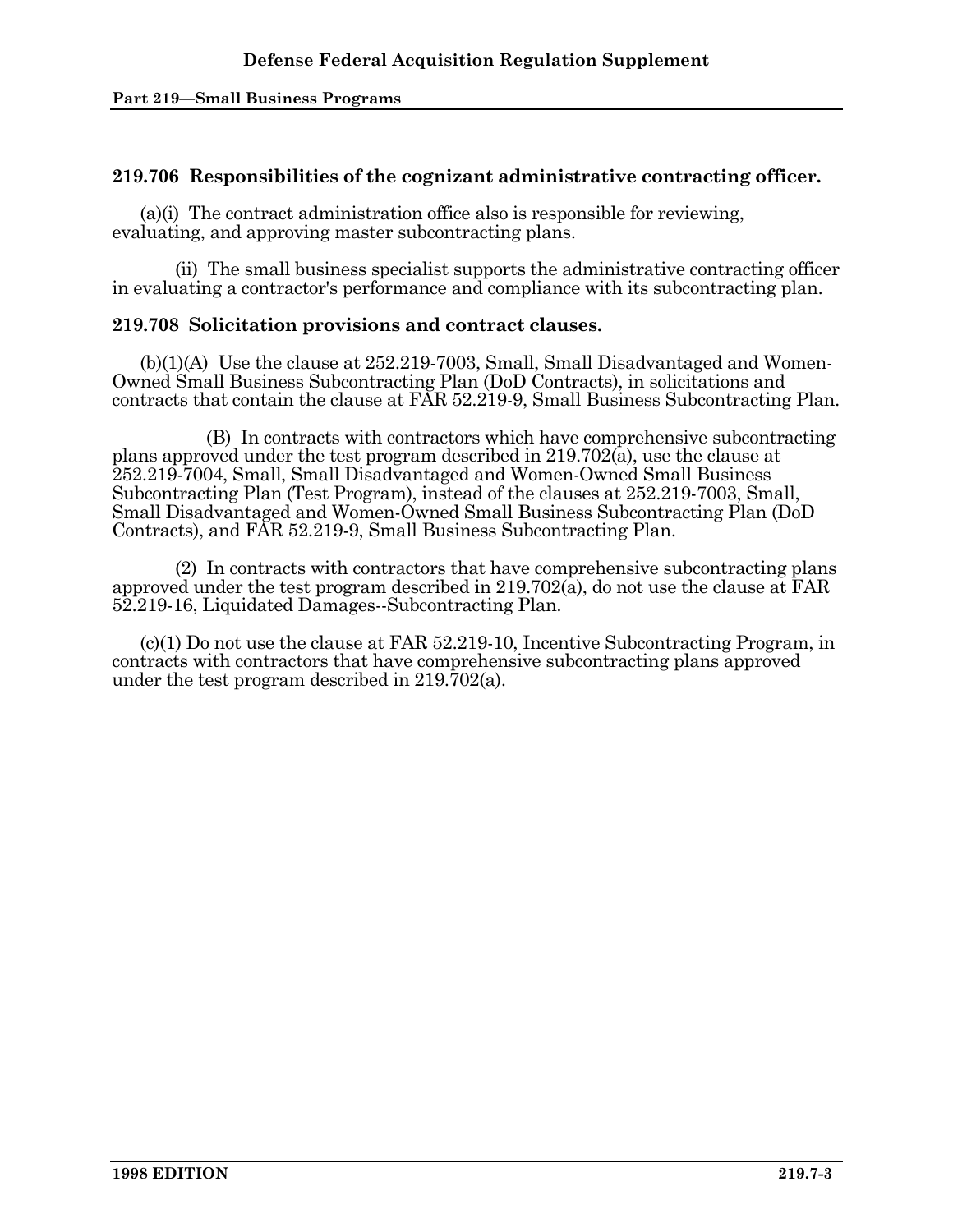## 219.706 Responsibilities of the cognizant administrative contracting officer.

(a)(i) The contract administration office also is responsible for reviewing, evaluating, and approving master subcontracting plans.

(ii) The small business specialist supports the administrative contracting officer in evaluating a contractor's performance and compliance with its subcontracting plan.

## 219.708 Solicitation provisions and contract clauses.

(b)(1)(A) Use the clause at 252.219-7003, Small, Small Disadvantaged and Women-Owned Small Business Subcontracting Plan (DoD Contracts), in solicitations and contracts that contain the clause at FAR 52.219-9, Small Business Subcontracting Plan.

(B) In contracts with contractors which have comprehensive subcontracting plans approved under the test program described in 219.702(a), use the clause at 252.219-7004, Small, Small Disadvantaged and Women-Owned Small Business Subcontracting Plan (Test Program), instead of the clauses at 252.219-7003, Small, Small Disadvantaged and Women-Owned Small Business Subcontracting Plan (DoD Contracts), and FAR 52.219-9, Small Business Subcontracting Plan.

(2) In contracts with contractors that have comprehensive subcontracting plans approved under the test program described in 219.702(a), do not use the clause at FAR 52.219-16, Liquidated Damages--Subcontracting Plan.

(c)(1) Do not use the clause at FAR 52.219-10, Incentive Subcontracting Program, in contracts with contractors that have comprehensive subcontracting plans approved under the test program described in 219.702(a).